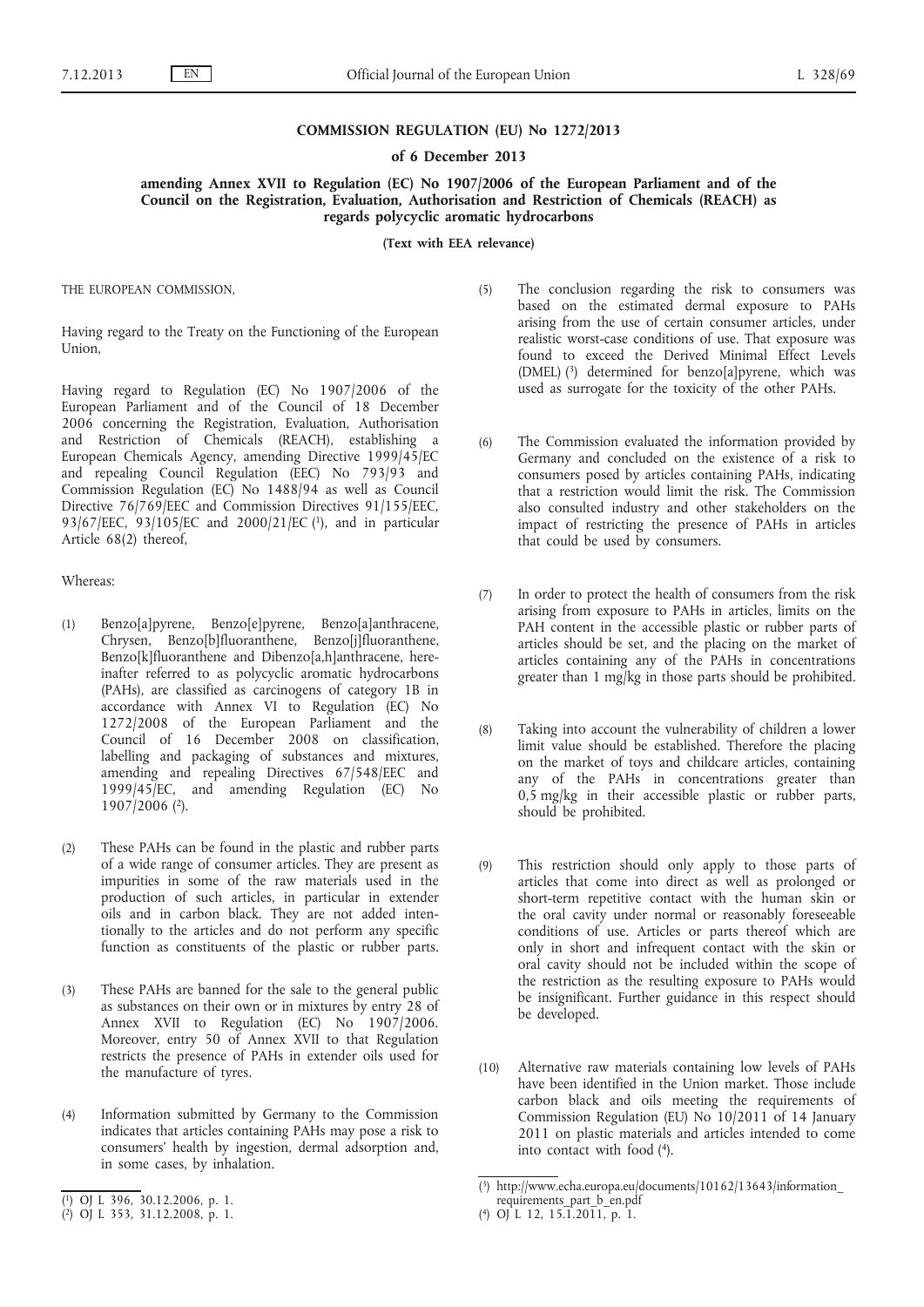# COMMISSION REGULATION (EU) No 1272/2013

## of 6 December 2013

## amending Annex XVII to Regulation (EC) No 1907/2006 of the European Parliament and of the Council on the Registration, Evaluation, Authorisation and Restriction of Chemicals (REACH) as regards polycyclic aromatic hydrocarbons

**(Text with EEA relevance)**

THE EUROPEAN COMMISSION,

Having regard to the Treaty on the Functioning of the European Union,

Having regard to Regulation (EC) No 1907/2006 of the European Parliament and of the Council of 18 December 2006 concerning the Registration, Evaluation, Authorisation and Restriction of Chemicals (REACH), establishing a European Chemicals Agency, amending Directive 1999/45/EC and repealing Council Regulation (EEC) No 793/93 and Commission Regulation (EC) No 1488/94 as well as Council Directive 76/769/EEC and Commission Directives 91/155/EEC, 93/67/EEC, 93/105/EC and 2000/21/EC [1], and in particular Article 68(2) thereof,

Whereas:

(1) Benzo[a]pyrene, Benzo[e]pyrene, Benzo[a]anthracene, Chrysen, Benzo[b]fluoranthene, Benzo[j]fluoranthene, Benzo[k]fluoranthene and Dibenzo[a,h]anthracene, hereinafter referred to as polycyclic aromatic hydrocarbons (PAHs), are classified as carcinogens of category 1B in accordance with Annex VI to Regulation (EC) No 1272/2008 of the European Parliament and the Council of 16 December 2008 on classification, labelling and packaging of substances and mixtures, amending and repealing Directives 67/548/EEC and 1999/45/EC, and amending Regulation (EC) No 1907/2006 [2].

(2) These PAHs can be found in the plastic and rubber parts of a wide range of consumer articles. They are present as impurities in some of the raw materials used in the production of such articles, in particular in extender oils and in carbon black. They are not added intentionally to the articles and do not perform any specific function as constituents of the plastic or rubber parts.

(3) These PAHs are banned for the sale to the general public as substances on their own or in mixtures by entry 28 of Annex XVII to Regulation (EC) No 1907/2006. Moreover, entry 50 of Annex XVII to that Regulation restricts the presence of PAHs in extender oils used for the manufacture of tyres.

(4) Information submitted by Germany to the Commission indicates that articles containing PAHs may pose a risk to consumers' health by ingestion, dermal adsorption and, in some cases, by inhalation.

(5) The conclusion regarding the risk to consumers was based on the estimated dermal exposure to PAHs arising from the use of certain consumer articles, under realistic worst-case conditions of use. That exposure was found to exceed the Derived Minimal Effect Levels (DMEL) [3] determined for benzo[a]pyrene, which was used as surrogate for the toxicity of the other PAHs.

(6) The Commission evaluated the information provided by Germany and concluded on the existence of a risk to consumers posed by articles containing PAHs, indicating that a restriction would limit the risk. The Commission also consulted industry and other stakeholders on the impact of restricting the presence of PAHs in articles that could be used by consumers.

(7) In order to protect the health of consumers from the risk arising from exposure to PAHs in articles, limits on the PAH content in the accessible plastic or rubber parts of articles should be set, and the placing on the market of articles containing any of the PAHs in concentrations greater than 1 mg/kg in those parts should be prohibited.

(8) Taking into account the vulnerability of children a lower limit value should be established. Therefore the placing on the market of toys and childcare articles, containing any of the PAHs in concentrations greater than 0,5 mg/kg in their accessible plastic or rubber parts, should be prohibited.

(9) This restriction should only apply to those parts of articles that come into direct as well as prolonged or short-term repetitive contact with the human skin or the oral cavity under normal or reasonably foreseeable conditions of use. Articles or parts thereof which are only in short and infrequent contact with the skin or oral cavity should not be included within the scope of the restriction as the resulting exposure to PAHs would be insignificant. Further guidance in this respect should be developed.

(10) Alternative raw materials containing low levels of PAHs have been identified in the Union market. Those include carbon black and oils meeting the requirements of Commission Regulation (EU) No 10/2011 of 14 January 2011 on plastic materials and articles intended to come into contact with food [4].

---

[1] OJ L 396, 30.12.2006, p. 1.

[2] OJ L 353, 31.12.2008, p. 1.

[3] http://www.echa.europa.eu/documents/10162/13643/information_requirements_part_b_en.pdf

[4] OJ L 12, 15.1.2011, p. 1.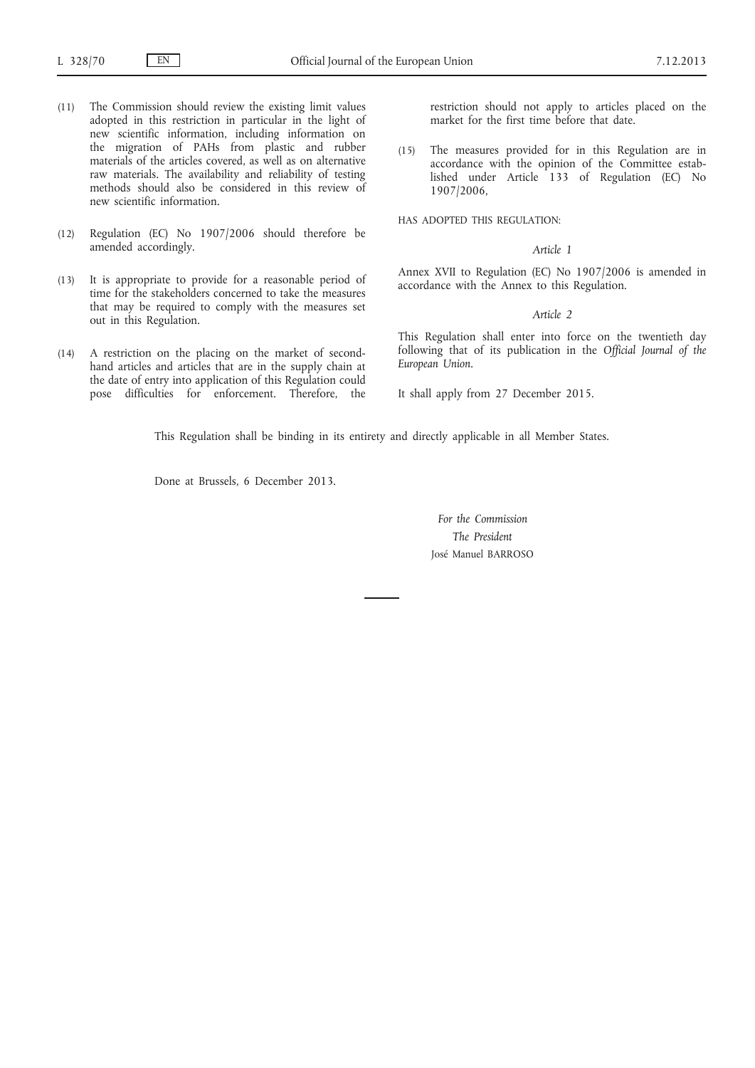(11) The Commission should review the existing limit values adopted in this restriction in particular in the light of new scientific information, including information on the migration of PAHs from plastic and rubber materials of the articles covered, as well as on alternative raw materials. The availability and reliability of testing methods should also be considered in this review of new scientific information.

(12) Regulation (EC) No 1907/2006 should therefore be amended accordingly.

(13) It is appropriate to provide for a reasonable period of time for the stakeholders concerned to take the measures that may be required to comply with the measures set out in this Regulation.

(14) A restriction on the placing on the market of second-hand articles and articles that are in the supply chain at the date of entry into application of this Regulation could pose difficulties for enforcement. Therefore, the restriction should not apply to articles placed on the market for the first time before that date.

(15) The measures provided for in this Regulation are in accordance with the opinion of the Committee established under Article 133 of Regulation (EC) No 1907/2006,

HAS ADOPTED THIS REGULATION:

*Article 1*

Annex XVII to Regulation (EC) No 1907/2006 is amended in accordance with the Annex to this Regulation.

*Article 2*

This Regulation shall enter into force on the twentieth day following that of its publication in the *Official Journal of the European Union*.

It shall apply from 27 December 2015.

This Regulation shall be binding in its entirety and directly applicable in all Member States.

Done at Brussels, 6 December 2013.

*For the Commission*

*The President*

José Manuel BARROSO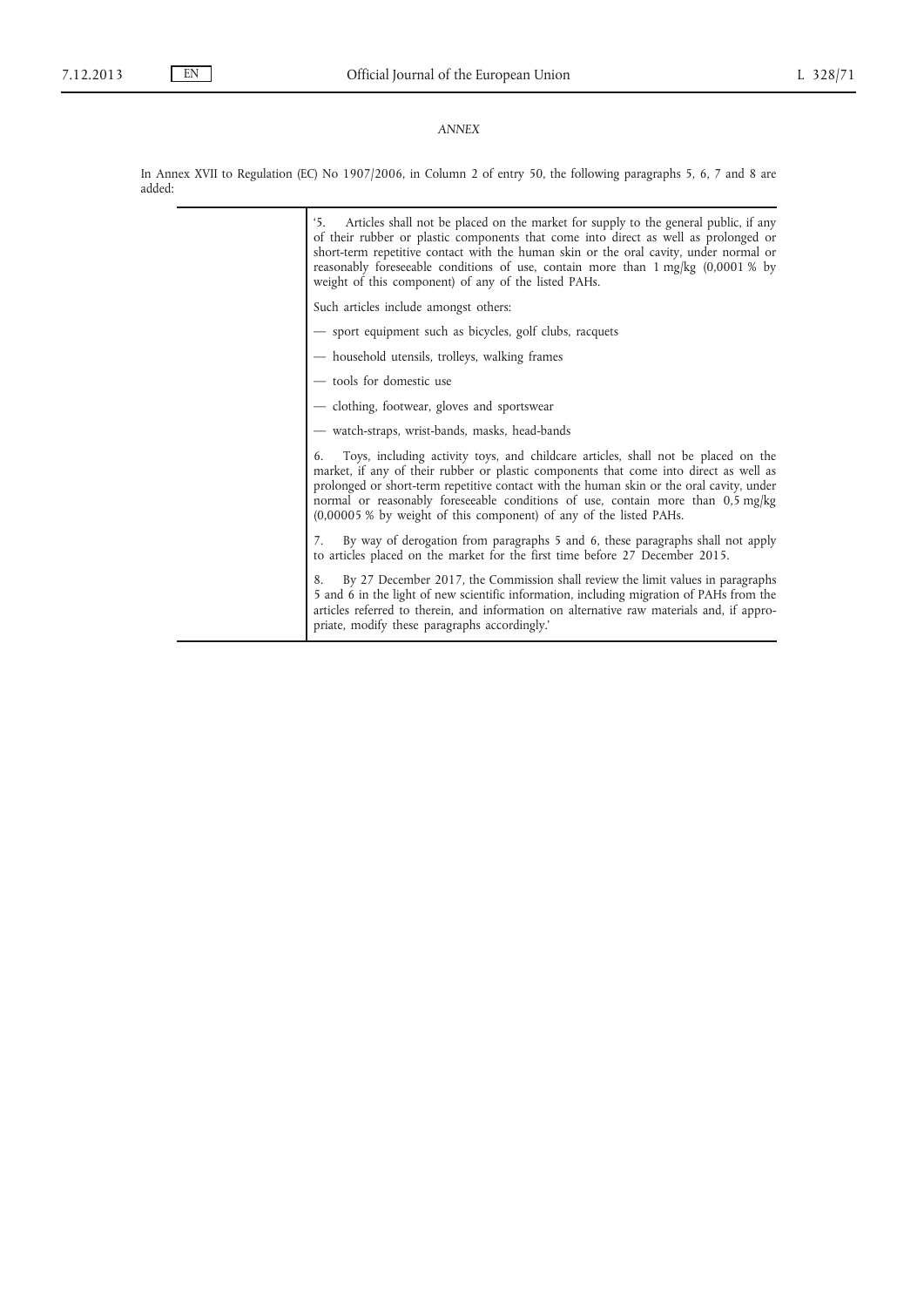*ANNEX*

In Annex XVII to Regulation (EC) No 1907/2006, in Column 2 of entry 50, the following paragraphs 5, 6, 7 and 8 are added:

| | |
|---|---|
| | '5. Articles shall not be placed on the market for supply to the general public, if any of their rubber or plastic components that come into direct as well as prolonged or short-term repetitive contact with the human skin or the oral cavity, under normal or reasonably foreseeable conditions of use, contain more than 1 mg/kg (0,0001 % by weight of this component) of any of the listed PAHs.<br><br>Such articles include amongst others:<br><br>— sport equipment such as bicycles, golf clubs, racquets<br><br>— household utensils, trolleys, walking frames<br><br>— tools for domestic use<br><br>— clothing, footwear, gloves and sportswear<br><br>— watch-straps, wrist-bands, masks, head-bands<br><br>6. Toys, including activity toys, and childcare articles, shall not be placed on the market, if any of their rubber or plastic components that come into direct as well as prolonged or short-term repetitive contact with the human skin or the oral cavity, under normal or reasonably foreseeable conditions of use, contain more than 0,5 mg/kg (0,00005 % by weight of this component) of any of the listed PAHs.<br><br>7. By way of derogation from paragraphs 5 and 6, these paragraphs shall not apply to articles placed on the market for the first time before 27 December 2015.<br><br>8. By 27 December 2017, the Commission shall review the limit values in paragraphs 5 and 6 in the light of new scientific information, including migration of PAHs from the articles referred to therein, and information on alternative raw materials and, if appropriate, modify these paragraphs accordingly.' |